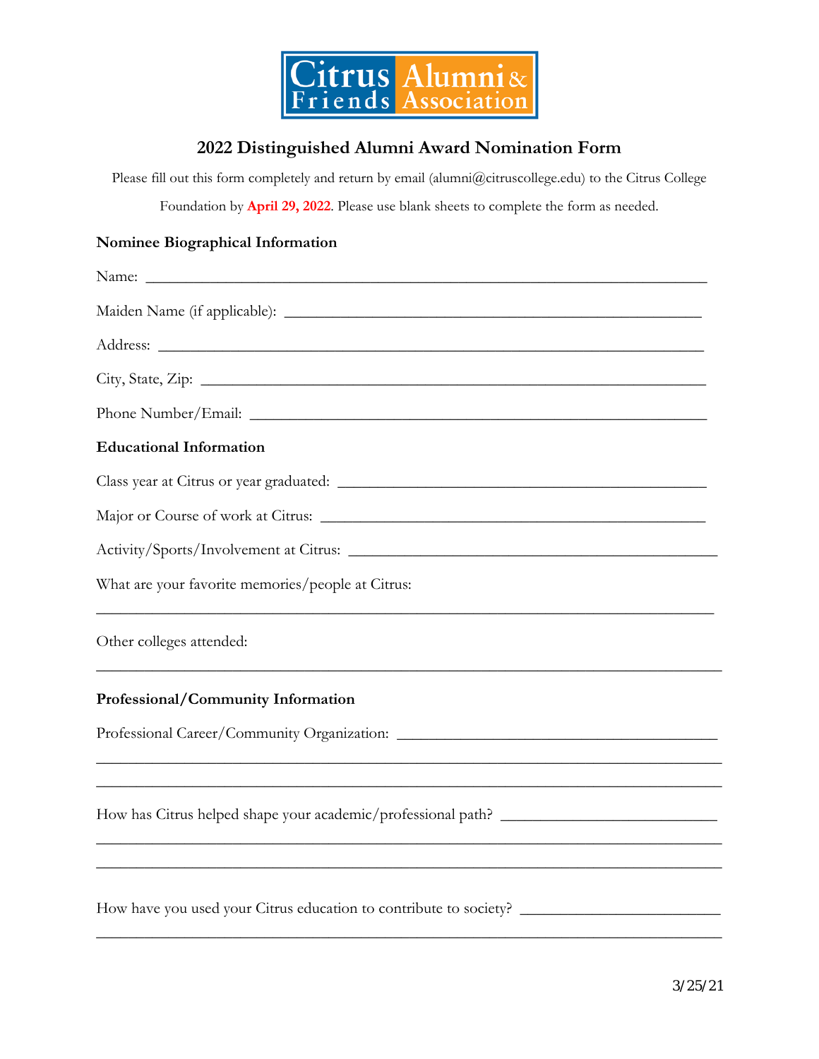Citrus Friends Alumni & Association

## 2022 Distinguished Alumni Award Nomination Form

Please fill out this form completely and return by email (alumni@citruscollege.edu) to the Citrus College Foundation by **April 29, 2022**. Please use blank sheets to complete the form as needed.

**Nominee Biographical Information**

Name: ______________________________________________________________________

Maiden Name (if applicable): ________________________________________________

Address: ____________________________________________________________________

City, State, Zip: ______________________________________________________________

Phone Number/Email: _________________________________________________________

**Educational Information**

Class year at Citrus or year graduated: ________________________________________

Major or Course of work at Citrus: ____________________________________________

Activity/Sports/Involvement at Citrus: _________________________________________

What are your favorite memories/people at Citrus:

_____________________________________________________________________________

Other colleges attended:

_____________________________________________________________________________

**Professional/Community Information**

Professional Career/Community Organization: __________________________________

_____________________________________________________________________________

_____________________________________________________________________________

How has Citrus helped shape your academic/professional path? ___________________

_____________________________________________________________________________

_____________________________________________________________________________

How have you used your Citrus education to contribute to society? _______________

_____________________________________________________________________________

3/25/21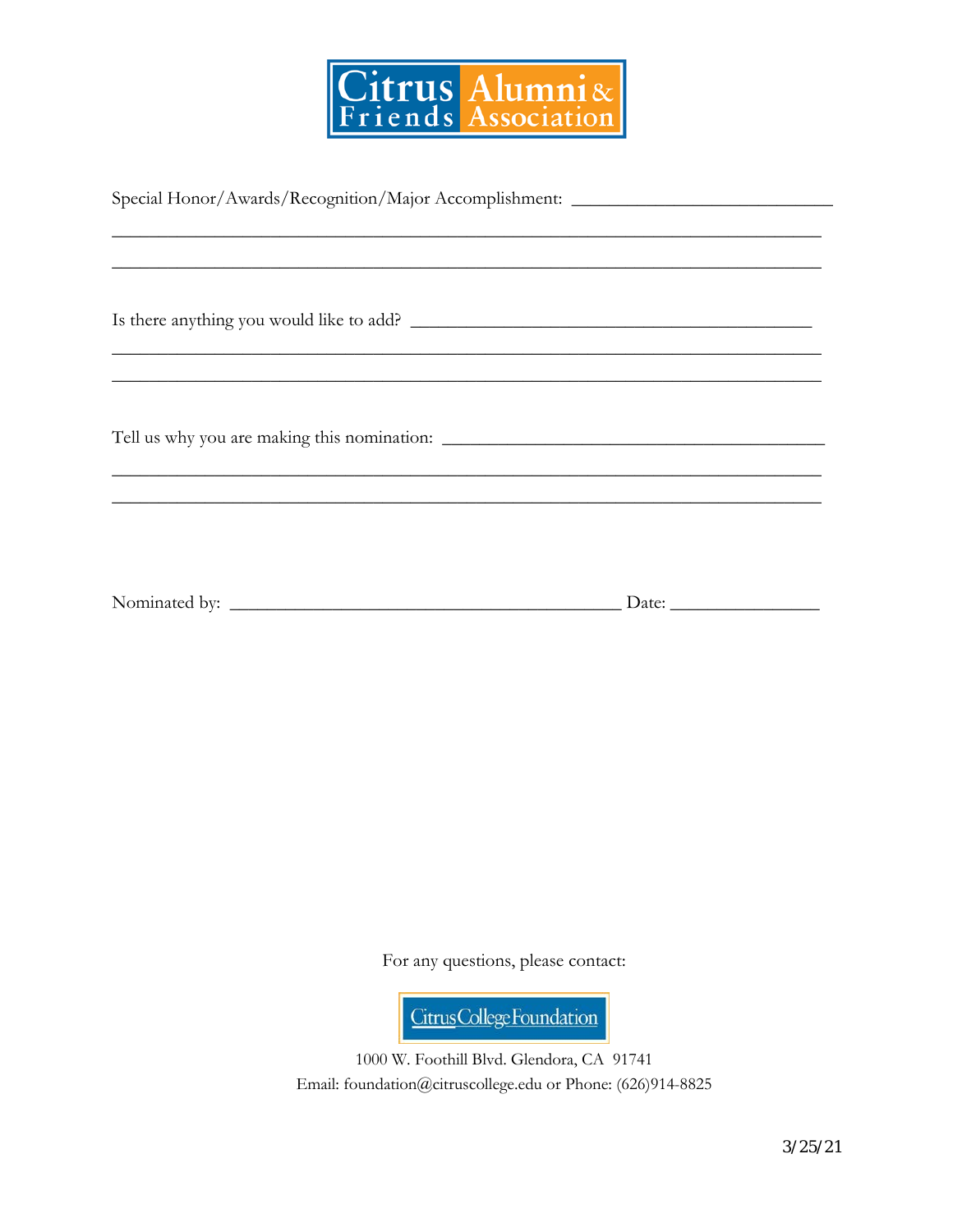Citrus Friends Alumni & Association

Special Honor/Awards/Recognition/Major Accomplishment: ___________________________

______________________________________________________________________________

______________________________________________________________________________

Is there anything you would like to add? ___________________________________________

______________________________________________________________________________

______________________________________________________________________________

Tell us why you are making this nomination: ________________________________________

______________________________________________________________________________

______________________________________________________________________________

Nominated by: ___________________________________________ Date: ________________

For any questions, please contact:

Citrus College Foundation

1000 W. Foothill Blvd. Glendora, CA 91741

Email: foundation@citruscollege.edu or Phone: (626)914-8825

3/25/21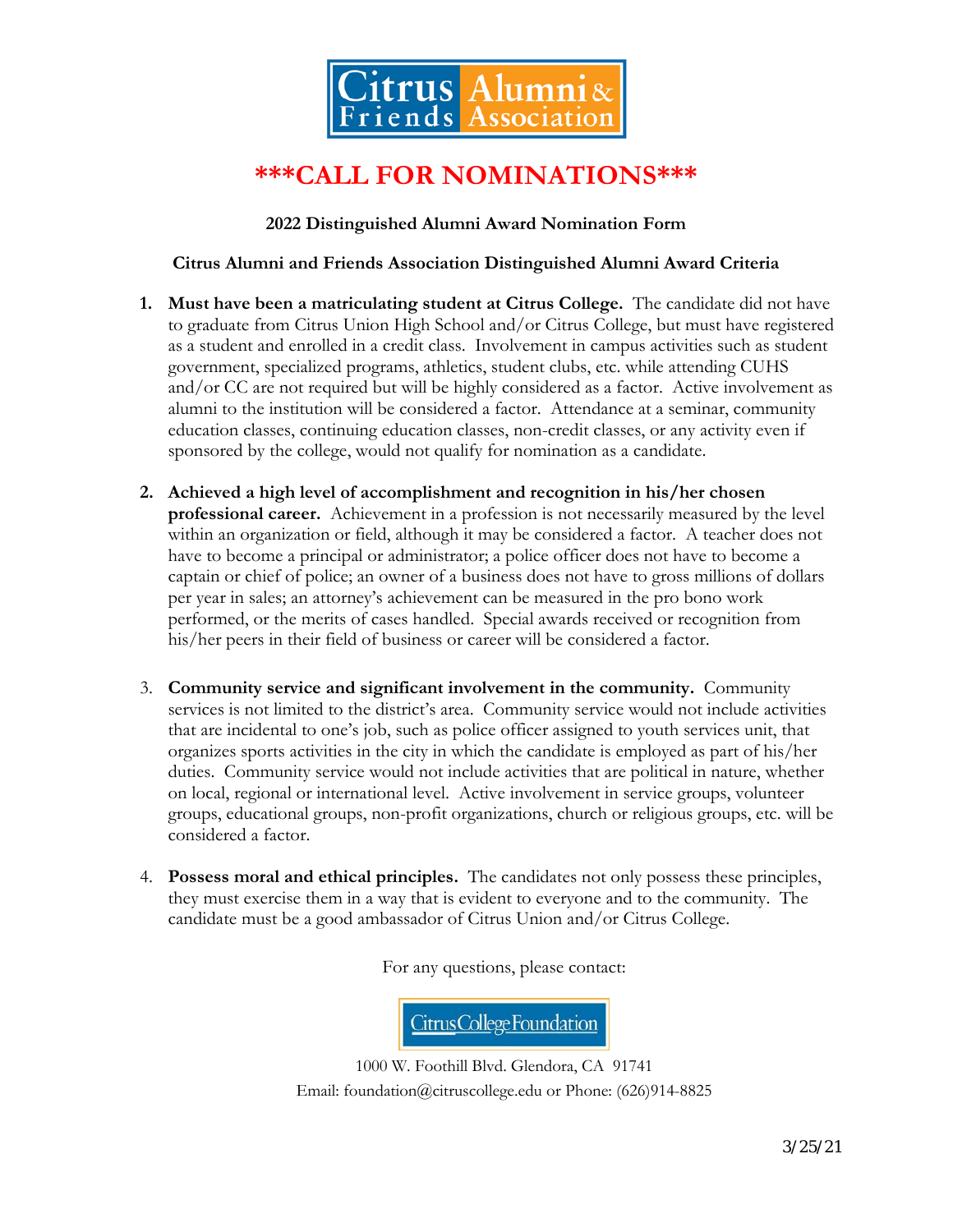Citrus Alumni & Friends Association

# ***CALL FOR NOMINATIONS***

**2022 Distinguished Alumni Award Nomination Form**

**Citrus Alumni and Friends Association Distinguished Alumni Award Criteria**

1. **Must have been a matriculating student at Citrus College.** The candidate did not have to graduate from Citrus Union High School and/or Citrus College, but must have registered as a student and enrolled in a credit class. Involvement in campus activities such as student government, specialized programs, athletics, student clubs, etc. while attending CUHS and/or CC are not required but will be highly considered as a factor. Active involvement as alumni to the institution will be considered a factor. Attendance at a seminar, community education classes, continuing education classes, non-credit classes, or any activity even if sponsored by the college, would not qualify for nomination as a candidate.

2. **Achieved a high level of accomplishment and recognition in his/her chosen professional career.** Achievement in a profession is not necessarily measured by the level within an organization or field, although it may be considered a factor. A teacher does not have to become a principal or administrator; a police officer does not have to become a captain or chief of police; an owner of a business does not have to gross millions of dollars per year in sales; an attorney's achievement can be measured in the pro bono work performed, or the merits of cases handled. Special awards received or recognition from his/her peers in their field of business or career will be considered a factor.

3. **Community service and significant involvement in the community.** Community services is not limited to the district's area. Community service would not include activities that are incidental to one's job, such as police officer assigned to youth services unit, that organizes sports activities in the city in which the candidate is employed as part of his/her duties. Community service would not include activities that are political in nature, whether on local, regional or international level. Active involvement in service groups, volunteer groups, educational groups, non-profit organizations, church or religious groups, etc. will be considered a factor.

4. **Possess moral and ethical principles.** The candidates not only possess these principles, they must exercise them in a way that is evident to everyone and to the community. The candidate must be a good ambassador of Citrus Union and/or Citrus College.

For any questions, please contact:

Citrus College Foundation

1000 W. Foothill Blvd. Glendora, CA 91741

Email: foundation@citruscollege.edu or Phone: (626)914-8825

3/25/21